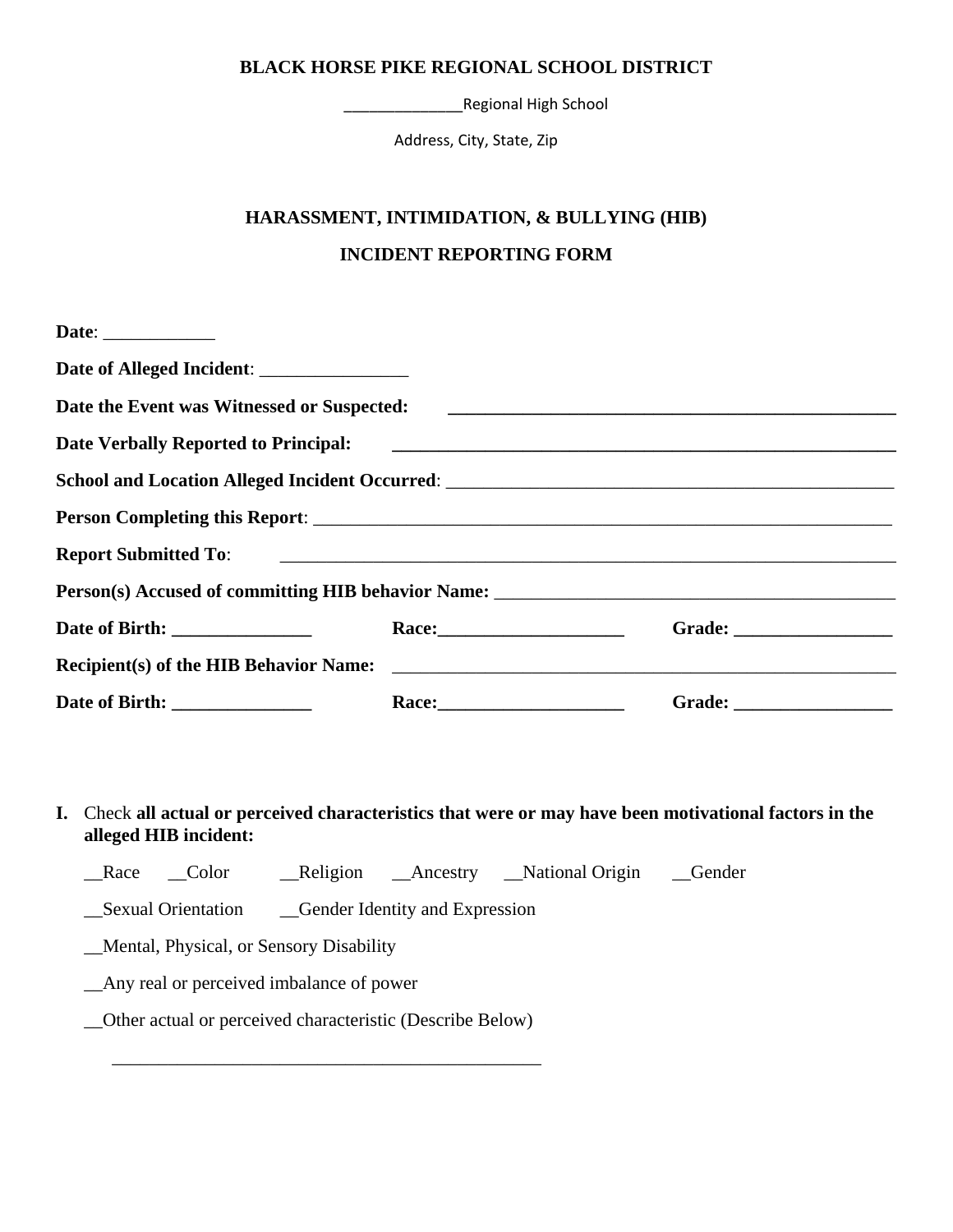**BLACK HORSE PIKE REGIONAL SCHOOL DISTRICT**

______________Regional High School

Address, City, State, Zip

**HARASSMENT, INTIMIDATION, & BULLYING (HIB)**

**INCIDENT REPORTING FORM**

**Date**: ____________

**Date of Alleged Incident**: ________________

**Date the Event was Witnessed or Suspected:** __________________________________________________

**Date Verbally Reported to Principal:** _______________________________________________________

**School and Location Alleged Incident Occurred**: __________________________________________________

**Person Completing this Report**: _______________________________________________________________

**Report Submitted To**: _____________________________________________________________________

**Person(s) Accused of committing HIB behavior Name:** ____________________________________________

**Date of Birth: _______________** **Race:____________________** **Grade: _________________**

**Recipient(s) of the HIB Behavior Name:** ________________________________________________________

**Date of Birth: _______________** **Race:____________________** **Grade: _________________**

**I.** Check **all actual or perceived characteristics that were or may have been motivational factors in the alleged HIB incident:**

__Race __Color __Religion __Ancestry __National Origin __Gender

__Sexual Orientation __Gender Identity and Expression

__Mental, Physical, or Sensory Disability

__Any real or perceived imbalance of power

__Other actual or perceived characteristic (Describe Below)

_______________________________________________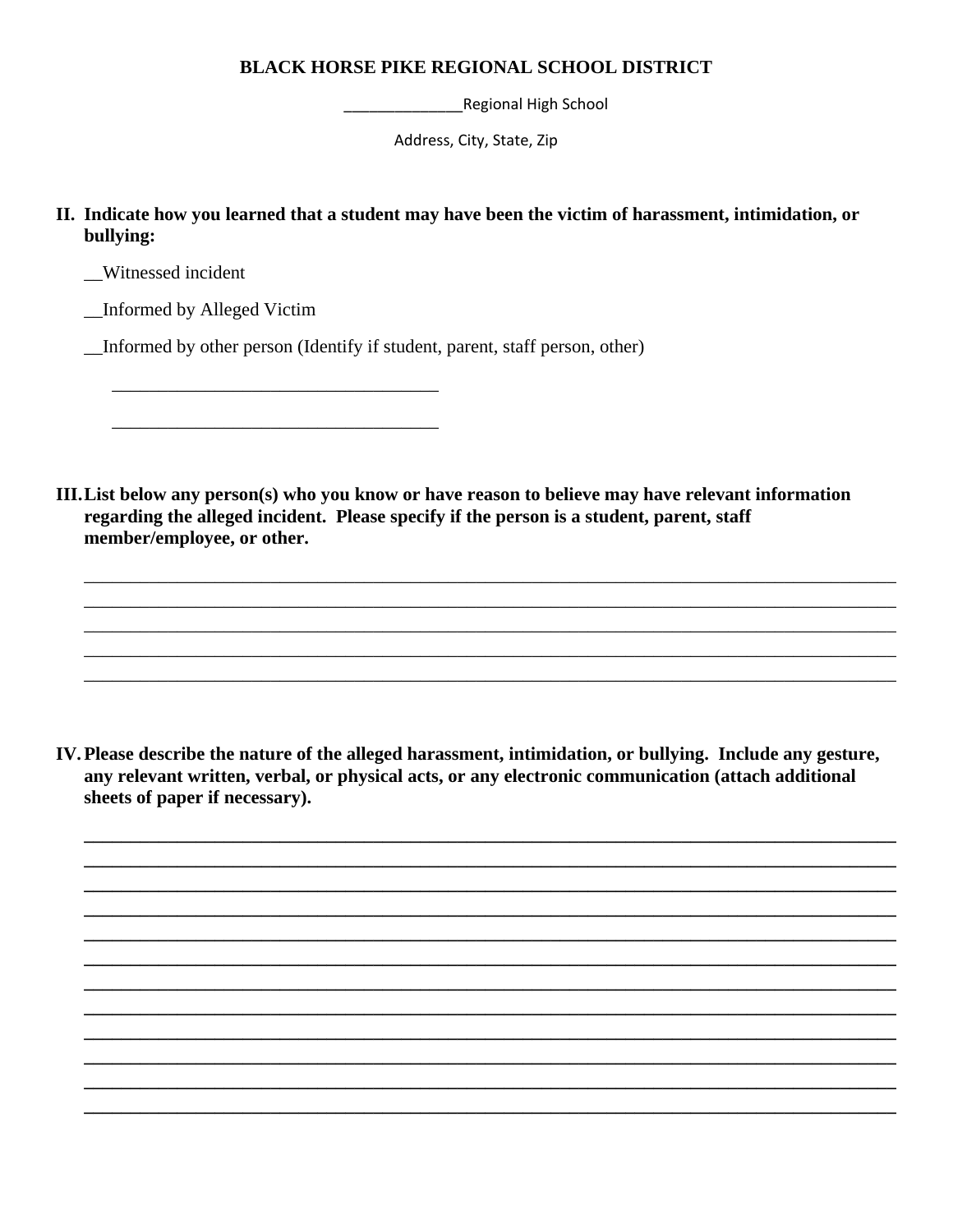**BLACK HORSE PIKE REGIONAL SCHOOL DISTRICT**

______________Regional High School

Address, City, State, Zip

**II. Indicate how you learned that a student may have been the victim of harassment, intimidation, or bullying:**

__Witnessed incident

__Informed by Alleged Victim

__Informed by other person (Identify if student, parent, staff person, other)

___________________________________

___________________________________

**III. List below any person(s) who you know or have reason to believe may have relevant information regarding the alleged incident. Please specify if the person is a student, parent, staff member/employee, or other.**

______________________________________________________________________________

______________________________________________________________________________

______________________________________________________________________________

______________________________________________________________________________

______________________________________________________________________________

**IV. Please describe the nature of the alleged harassment, intimidation, or bullying. Include any gesture, any relevant written, verbal, or physical acts, or any electronic communication (attach additional sheets of paper if necessary).**

______________________________________________________________________________

______________________________________________________________________________

______________________________________________________________________________

______________________________________________________________________________

______________________________________________________________________________

______________________________________________________________________________

______________________________________________________________________________

______________________________________________________________________________

______________________________________________________________________________

______________________________________________________________________________

______________________________________________________________________________

______________________________________________________________________________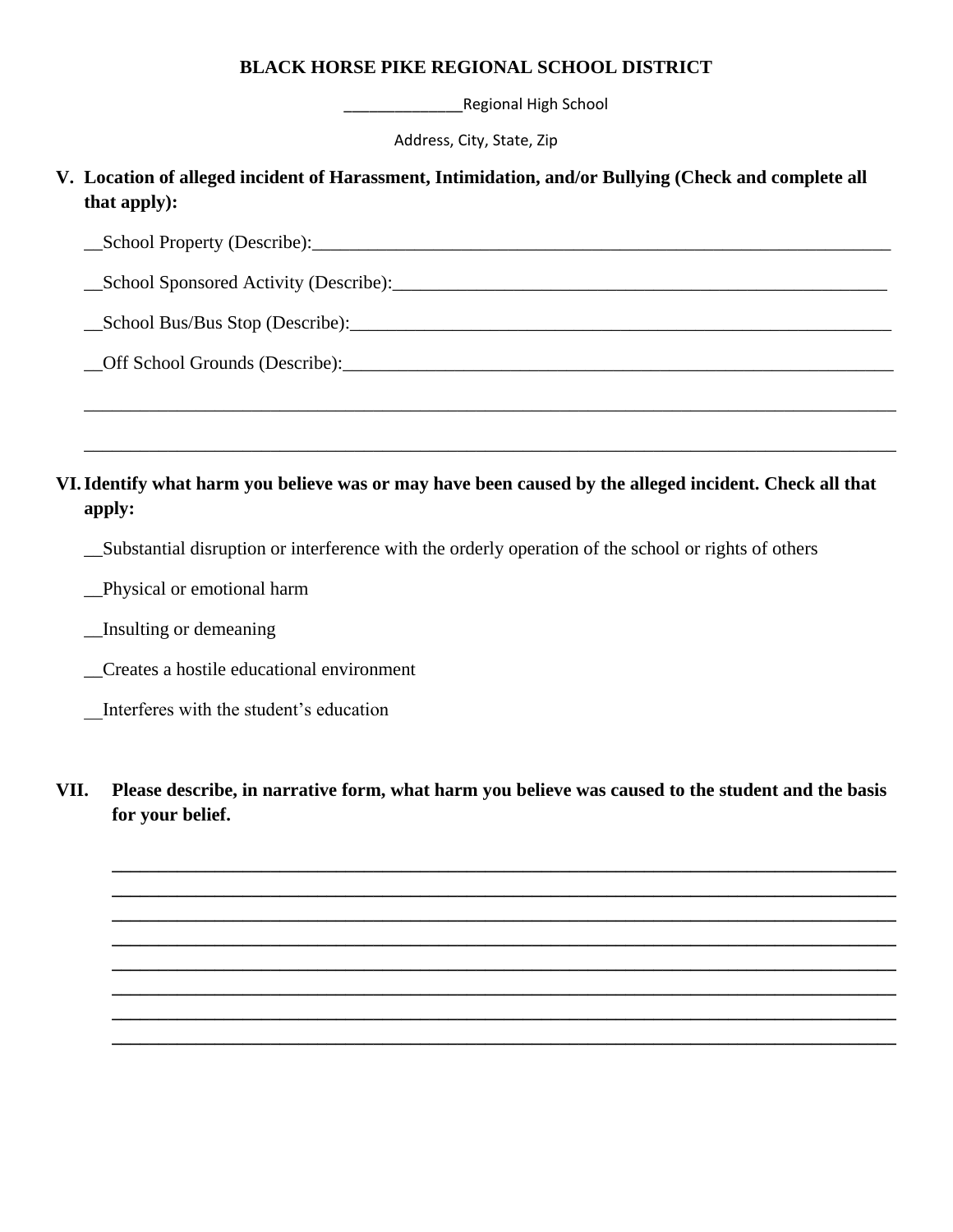**BLACK HORSE PIKE REGIONAL SCHOOL DISTRICT**

______________Regional High School

Address, City, State, Zip

**V. Location of alleged incident of Harassment, Intimidation, and/or Bullying (Check and complete all that apply):**

__School Property (Describe):_________________________________________________________________

__School Sponsored Activity (Describe):_______________________________________________________

__School Bus/Bus Stop (Describe):____________________________________________________________

__Off School Grounds (Describe):_____________________________________________________________

_______________________________________________________________________________________

_______________________________________________________________________________________

**VI. Identify what harm you believe was or may have been caused by the alleged incident. Check all that apply:**

__Substantial disruption or interference with the orderly operation of the school or rights of others

__Physical or emotional harm

__Insulting or demeaning

__Creates a hostile educational environment

__Interferes with the student's education

**VII. Please describe, in narrative form, what harm you believe was caused to the student and the basis for your belief.**

_______________________________________________________________________________________
_______________________________________________________________________________________
_______________________________________________________________________________________
_______________________________________________________________________________________
_______________________________________________________________________________________
_______________________________________________________________________________________
_______________________________________________________________________________________
_______________________________________________________________________________________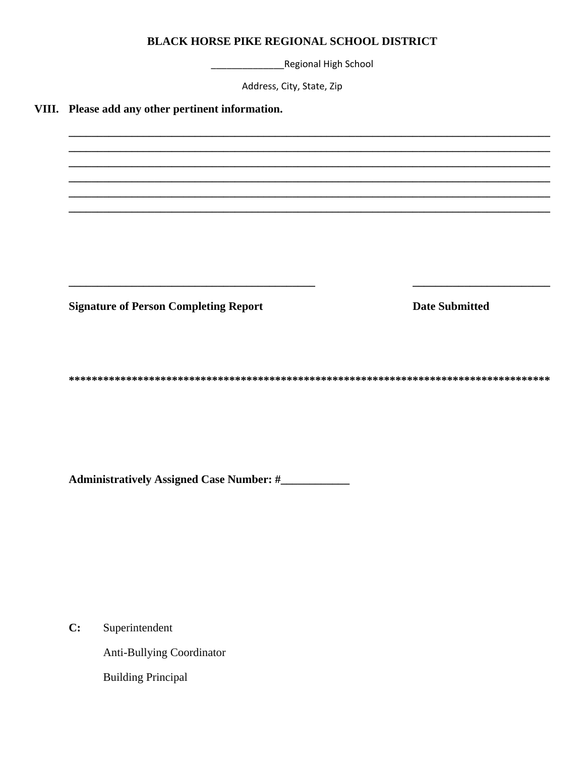**BLACK HORSE PIKE REGIONAL SCHOOL DISTRICT**

______________Regional High School

Address, City, State, Zip

**VIII. Please add any other pertinent information.**

________________________________________________________________________________

________________________________________________________________________________

________________________________________________________________________________

________________________________________________________________________________

________________________________________________________________________________

________________________________________________________________________________

___________________________________________ ________________________

**Signature of Person Completing Report** **Date Submitted**

****************************************************************************************

**Administratively Assigned Case Number: #____________**

**C:** Superintendent

Anti-Bullying Coordinator

Building Principal